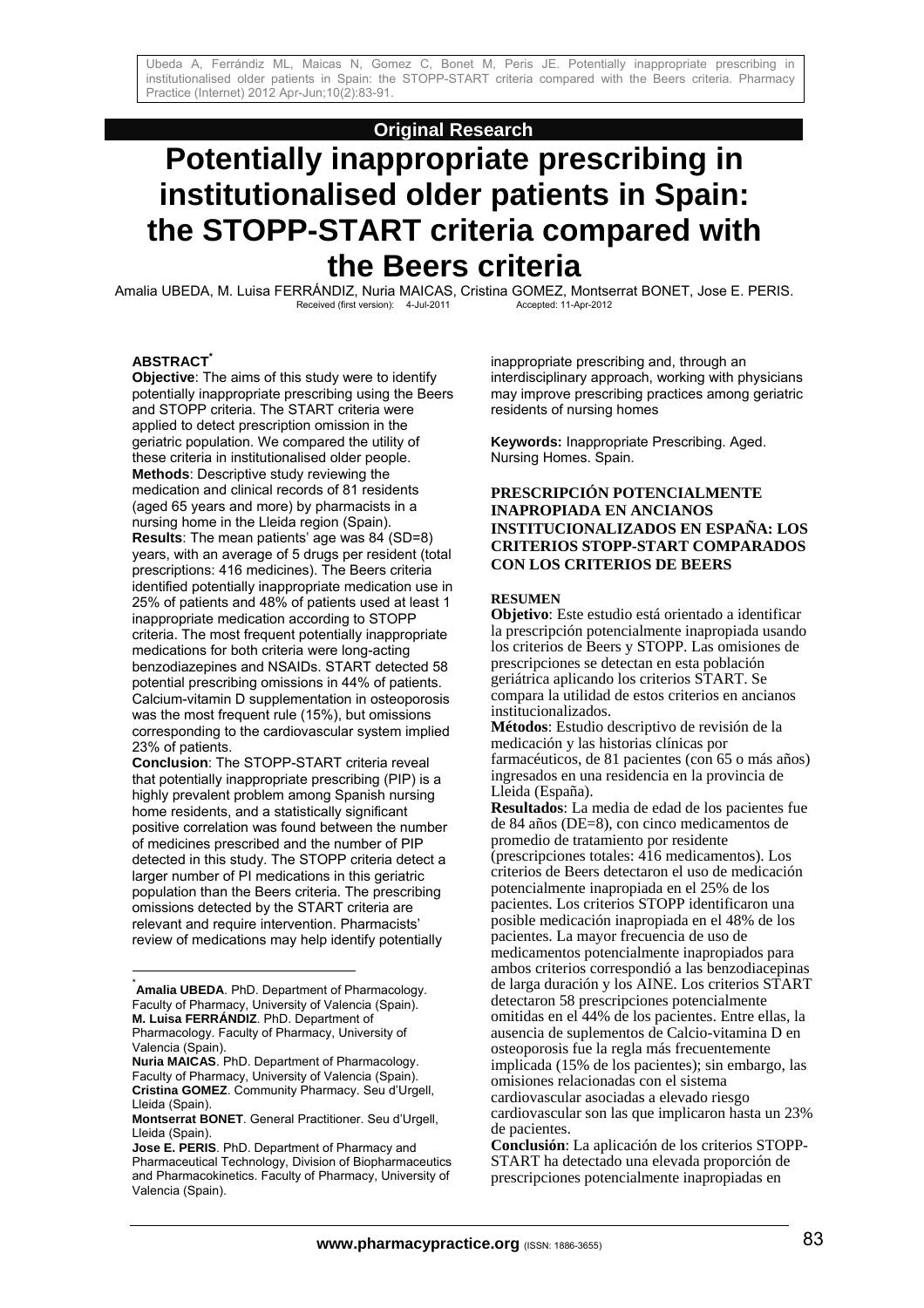Ubeda A, Ferrándiz ML, Maicas N, Gomez C, Bonet M, Peris JE. Potentially inappropriate prescribing in institutionalised older patients in Spain: the STOPP-START criteria compared with the Beers criteria. Pharmacy Practice (Internet) 2012 Apr-Jun;10(2):83-91.

**Original Research**

# Potentially inappropriate prescribing in institutionalised older patients in Spain: the STOPP-START criteria compared with the Beers criteria

Amalia UBEDA, M. Luisa FERRÁNDIZ, Nuria MAICAS, Cristina GOMEZ, Montserrat BONET, Jose E. PERIS.

Received (first version): 4-Jul-2011 Accepted: 11-Apr-2012

## ABSTRACT*

**Objective**: The aims of this study were to identify potentially inappropriate prescribing using the Beers and STOPP criteria. The START criteria were applied to detect prescription omission in the geriatric population. We compared the utility of these criteria in institutionalised older people.

**Methods**: Descriptive study reviewing the medication and clinical records of 81 residents (aged 65 years and more) by pharmacists in a nursing home in the Lleida region (Spain).

**Results**: The mean patients' age was 84 (SD=8) years, with an average of 5 drugs per resident (total prescriptions: 416 medicines). The Beers criteria identified potentially inappropriate medication use in 25% of patients and 48% of patients used at least 1 inappropriate medication according to STOPP criteria. The most frequent potentially inappropriate medications for both criteria were long-acting benzodiazepines and NSAIDs. START detected 58 potential prescribing omissions in 44% of patients. Calcium-vitamin D supplementation in osteoporosis was the most frequent rule (15%), but omissions corresponding to the cardiovascular system implied 23% of patients.

**Conclusion**: The STOPP-START criteria reveal that potentially inappropriate prescribing (PIP) is a highly prevalent problem among Spanish nursing home residents, and a statistically significant positive correlation was found between the number of medicines prescribed and the number of PIP detected in this study. The STOPP criteria detect a larger number of PI medications in this geriatric population than the Beers criteria. The prescribing omissions detected by the START criteria are relevant and require intervention. Pharmacists' review of medications may help identify potentially inappropriate prescribing and, through an interdisciplinary approach, working with physicians may improve prescribing practices among geriatric residents of nursing homes

**Keywords:** Inappropriate Prescribing. Aged. Nursing Homes. Spain.

---

*Amalia UBEDA**. PhD. Department of Pharmacology. Faculty of Pharmacy, University of Valencia (Spain).
**M. Luisa FERRÁNDIZ**. PhD. Department of Pharmacology. Faculty of Pharmacy, University of Valencia (Spain).
**Nuria MAICAS**. PhD. Department of Pharmacology. Faculty of Pharmacy, University of Valencia (Spain).
**Cristina GOMEZ**. Community Pharmacy. Seu d'Urgell, Lleida (Spain).
**Montserrat BONET**. General Practitioner. Seu d'Urgell, Lleida (Spain).
**Jose E. PERIS**. PhD. Department of Pharmacy and Pharmaceutical Technology, Division of Biopharmaceutics and Pharmacokinetics. Faculty of Pharmacy, University of Valencia (Spain).

---

## PRESCRIPCIÓN POTENCIALMENTE INAPROPIADA EN ANCIANOS INSTITUCIONALIZADOS EN ESPAÑA: LOS CRITERIOS STOPP-START COMPARADOS CON LOS CRITERIOS DE BEERS

### RESUMEN

**Objetivo**: Este estudio está orientado a identificar la prescripción potencialmente inapropiada usando los criterios de Beers y STOPP. Las omisiones de prescripciones se detectan en esta población geriátrica aplicando los criterios START. Se compara la utilidad de estos criterios en ancianos institucionalizados.

**Métodos**: Estudio descriptivo de revisión de la medicación y las historias clínicas por farmacéuticos, de 81 pacientes (con 65 o más años) ingresados en una residencia en la provincia de Lleida (España).

**Resultados**: La media de edad de los pacientes fue de 84 años (DE=8), con cinco medicamentos de promedio de tratamiento por residente (prescripciones totales: 416 medicamentos). Los criterios de Beers detectaron el uso de medicación potencialmente inapropiada en el 25% de los pacientes. Los criterios STOPP identificaron una posible medicación inapropiada en el 48% de los pacientes. La mayor frecuencia de uso de medicamentos potencialmente inapropiados para ambos criterios correspondió a las benzodiacepinas de larga duración y los AINE. Los criterios START detectaron 58 prescripciones potencialmente omitidas en el 44% de los pacientes. Entre ellas, la ausencia de suplementos de Calcio-vitamina D en osteoporosis fue la regla más frecuentemente implicada (15% de los pacientes); sin embargo, las omisiones relacionadas con el sistema cardiovascular asociadas a elevado riesgo cardiovascular son las que implicaron hasta un 23% de pacientes.

**Conclusión**: La aplicación de los criterios STOPP-START ha detectado una elevada proporción de prescripciones potencialmente inapropiadas en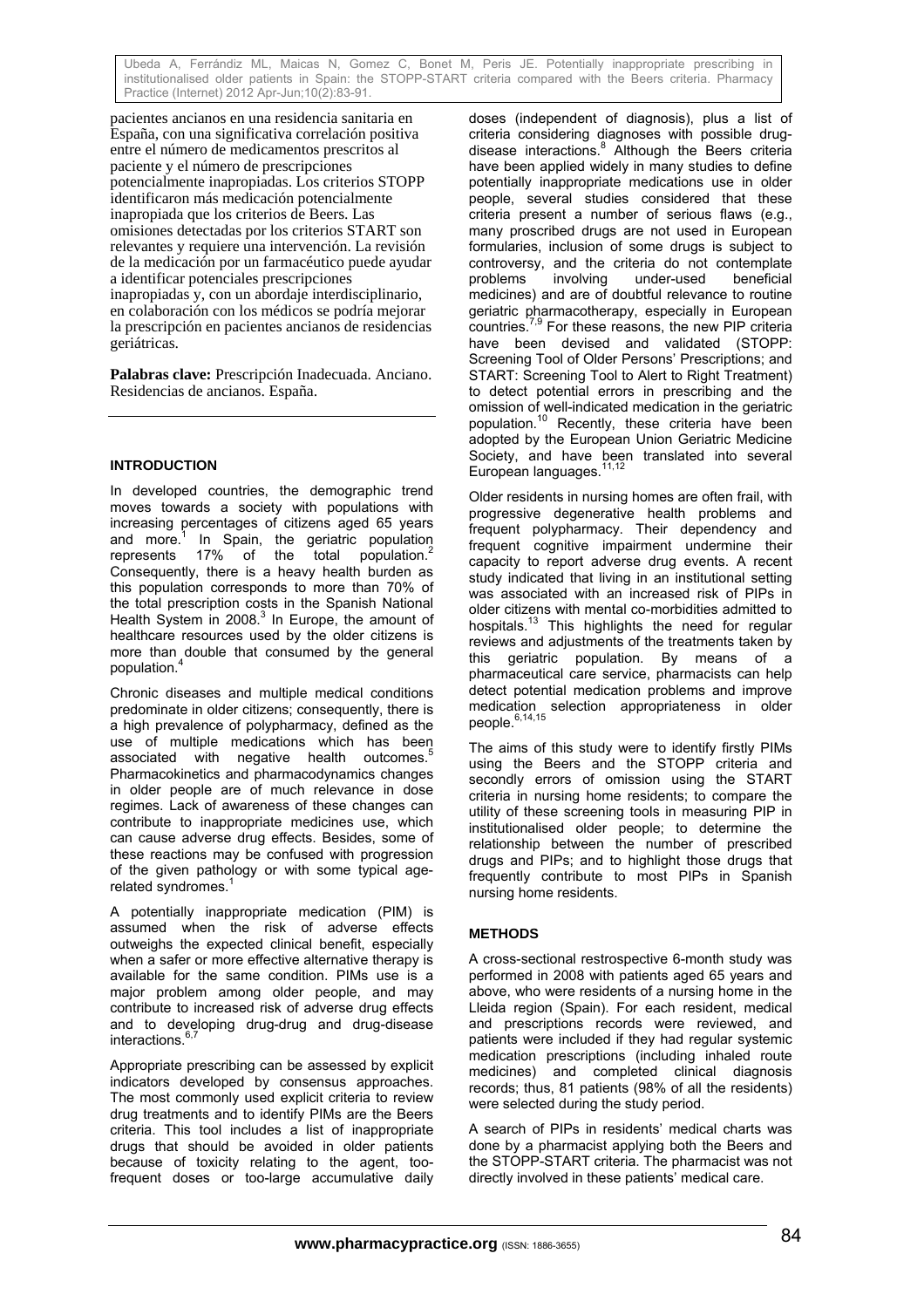pacientes ancianos en una residencia sanitaria en España, con una significativa correlación positiva entre el número de medicamentos prescritos al paciente y el número de prescripciones potencialmente inapropiadas. Los criterios STOPP identificaron más medicación potencialmente inapropiada que los criterios de Beers. Las omisiones detectadas por los criterios START son relevantes y requiere una intervención. La revisión de la medicación por un farmacéutico puede ayudar a identificar potenciales prescripciones inapropiadas y, con un abordaje interdisciplinario, en colaboración con los médicos se podría mejorar la prescripción en pacientes ancianos de residencias geriátricas.

**Palabras clave:** Prescripción Inadecuada. Anciano. Residencias de ancianos. España.

## INTRODUCTION

In developed countries, the demographic trend moves towards a society with populations with increasing percentages of citizens aged 65 years and more.[1] In Spain, the geriatric population represents 17% of the total population.[2] Consequently, there is a heavy health burden as this population corresponds to more than 70% of the total prescription costs in the Spanish National Health System in 2008.[3] In Europe, the amount of healthcare resources used by the older citizens is more than double that consumed by the general population.[4]

Chronic diseases and multiple medical conditions predominate in older citizens; consequently, there is a high prevalence of polypharmacy, defined as the use of multiple medications which has been associated with negative health outcomes.[5] Pharmacokinetics and pharmacodynamics changes in older people are of much relevance in dose regimes. Lack of awareness of these changes can contribute to inappropriate medicines use, which can cause adverse drug effects. Besides, some of these reactions may be confused with progression of the given pathology or with some typical age-related syndromes.[1]

A potentially inappropriate medication (PIM) is assumed when the risk of adverse effects outweighs the expected clinical benefit, especially when a safer or more effective alternative therapy is available for the same condition. PIMs use is a major problem among older people, and may contribute to increased risk of adverse drug effects and to developing drug-drug and drug-disease interactions.[6,7]

Appropriate prescribing can be assessed by explicit indicators developed by consensus approaches. The most commonly used explicit criteria to review drug treatments and to identify PIMs are the Beers criteria. This tool includes a list of inappropriate drugs that should be avoided in older patients because of toxicity relating to the agent, too-frequent doses or too-large accumulative daily doses (independent of diagnosis), plus a list of criteria considering diagnoses with possible drug-disease interactions.[8] Although the Beers criteria have been applied widely in many studies to define potentially inappropriate medications use in older people, several studies considered that these criteria present a number of serious flaws (e.g., many proscribed drugs are not used in European formularies, inclusion of some drugs is subject to controversy, and the criteria do not contemplate problems involving under-used beneficial medicines) and are of doubtful relevance to routine geriatric pharmacotherapy, especially in European countries.[7,9] For these reasons, the new PIP criteria have been devised and validated (STOPP: Screening Tool of Older Persons' Prescriptions; and START: Screening Tool to Alert to Right Treatment) to detect potential errors in prescribing and the omission of well-indicated medication in the geriatric population.[10] Recently, these criteria have been adopted by the European Union Geriatric Medicine Society, and have been translated into several European languages.[11,12]

Older residents in nursing homes are often frail, with progressive degenerative health problems and frequent polypharmacy. Their dependency and frequent cognitive impairment undermine their capacity to report adverse drug events. A recent study indicated that living in an institutional setting was associated with an increased risk of PIPs in older citizens with mental co-morbidities admitted to hospitals.[13] This highlights the need for regular reviews and adjustments of the treatments taken by this geriatric population. By means of a pharmaceutical care service, pharmacists can help detect potential medication problems and improve medication selection appropriateness in older people.[6,14,15]

The aims of this study were to identify firstly PIMs using the Beers and the STOPP criteria and secondly errors of omission using the START criteria in nursing home residents; to compare the utility of these screening tools in measuring PIP in institutionalised older people; to determine the relationship between the number of prescribed drugs and PIPs; and to highlight those drugs that frequently contribute to most PIPs in Spanish nursing home residents.

## METHODS

A cross-sectional restrospective 6-month study was performed in 2008 with patients aged 65 years and above, who were residents of a nursing home in the Lleida region (Spain). For each resident, medical and prescriptions records were reviewed, and patients were included if they had regular systemic medication prescriptions (including inhaled route medicines) and completed clinical diagnosis records; thus, 81 patients (98% of all the residents) were selected during the study period.

A search of PIPs in residents' medical charts was done by a pharmacist applying both the Beers and the STOPP-START criteria. The pharmacist was not directly involved in these patients' medical care.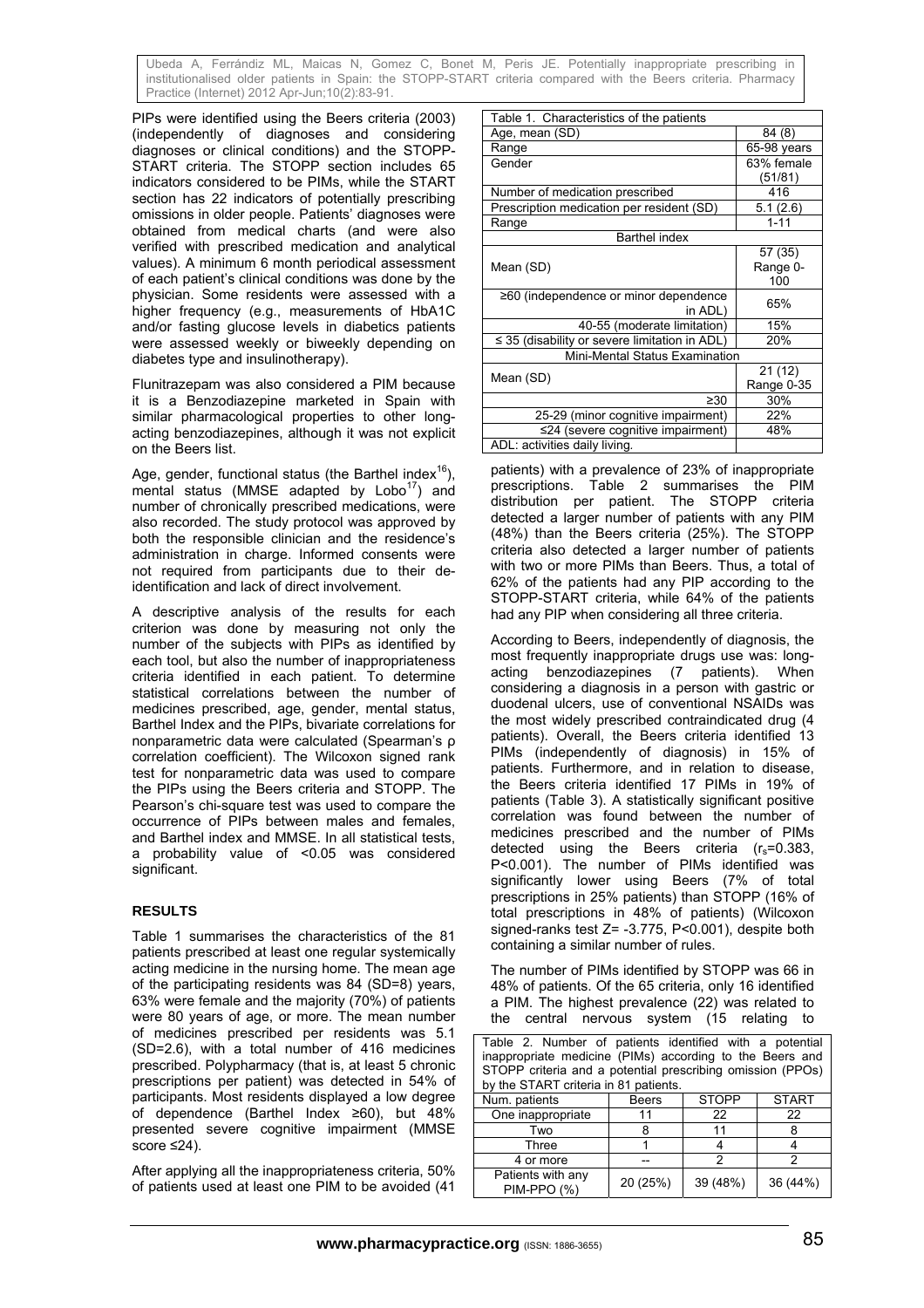PIPs were identified using the Beers criteria (2003) (independently of diagnoses and considering diagnoses or clinical conditions) and the STOPP-START criteria. The STOPP section includes 65 indicators considered to be PIMs, while the START section has 22 indicators of potentially prescribing omissions in older people. Patients' diagnoses were obtained from medical charts (and were also verified with prescribed medication and analytical values). A minimum 6 month periodical assessment of each patient's clinical conditions was done by the physician. Some residents were assessed with a higher frequency (e.g., measurements of HbA1C and/or fasting glucose levels in diabetics patients were assessed weekly or biweekly depending on diabetes type and insulinotherapy).

Flunitrazepam was also considered a PIM because it is a Benzodiazepine marketed in Spain with similar pharmacological properties to other long-acting benzodiazepines, although it was not explicit on the Beers list.

Age, gender, functional status (the Barthel index[16]), mental status (MMSE adapted by Lobo[17]) and number of chronically prescribed medications, were also recorded. The study protocol was approved by both the responsible clinician and the residence's administration in charge. Informed consents were not required from participants due to their de-identification and lack of direct involvement.

A descriptive analysis of the results for each criterion was done by measuring not only the number of the subjects with PIPs as identified by each tool, but also the number of inappropriateness criteria identified in each patient. To determine statistical correlations between the number of medicines prescribed, age, gender, mental status, Barthel Index and the PIPs, bivariate correlations for nonparametric data were calculated (Spearman's ρ correlation coefficient). The Wilcoxon signed rank test for nonparametric data was used to compare the PIPs using the Beers criteria and STOPP. The Pearson's chi-square test was used to compare the occurrence of PIPs between males and females, and Barthel index and MMSE. In all statistical tests, a probability value of <0.05 was considered significant.

## RESULTS

Table 1 summarises the characteristics of the 81 patients prescribed at least one regular systemically acting medicine in the nursing home. The mean age of the participating residents was 84 (SD=8) years, 63% were female and the majority (70%) of patients were 80 years of age, or more. The mean number of medicines prescribed per residents was 5.1 (SD=2.6), with a total number of 416 medicines prescribed. Polypharmacy (that is, at least 5 chronic prescriptions per patient) was detected in 54% of participants. Most residents displayed a low degree of dependence (Barthel Index ≥60), but 48% presented severe cognitive impairment (MMSE score ≤24).

After applying all the inappropriateness criteria, 50% of patients used at least one PIM to be avoided (41 patients) with a prevalence of 23% of inappropriate prescriptions. Table 2 summarises the PIM distribution per patient. The STOPP criteria detected a larger number of patients with any PIM (48%) than the Beers criteria (25%). The STOPP criteria also detected a larger number of patients with two or more PIMs than Beers. Thus, a total of 62% of the patients had any PIP according to the STOPP-START criteria, while 64% of the patients had any PIP when considering all three criteria.

According to Beers, independently of diagnosis, the most frequently inappropriate drugs use was: long-acting benzodiazepines (7 patients). When considering a diagnosis in a person with gastric or duodenal ulcers, use of conventional NSAIDs was the most widely prescribed contraindicated drug (4 patients). Overall, the Beers criteria identified 13 PIMs (independently of diagnosis) in 15% of patients. Furthermore, and in relation to disease, the Beers criteria identified 17 PIMs in 19% of patients (Table 3). A statistically significant positive correlation was found between the number of medicines prescribed and the number of PIMs detected using the Beers criteria ($r_s$=0.383, P<0.001). The number of PIMs identified was significantly lower using Beers (7% of total prescriptions in 25% patients) than STOPP (16% of total prescriptions in 48% of patients) (Wilcoxon signed-ranks test Z= -3.775, P<0.001), despite both containing a similar number of rules.

The number of PIMs identified by STOPP was 66 in 48% of patients. Of the 65 criteria, only 16 identified a PIM. The highest prevalence (22) was related to the central nervous system (15 relating to

| Table 1. Characteristics of the patients | |
|---|---|
| Age, mean (SD) | 84 (8) |
| Range | 65-98 years |
| Gender | 63% female (51/81) |
| Number of medication prescribed | 416 |
| Prescription medication per resident (SD) | 5.1 (2.6) |
| Range | 1-11 |
| Barthel index | |
| Mean (SD) | 57 (35) Range 0-100 |
| ≥60 (independence or minor dependence in ADL) | 65% |
| 40-55 (moderate limitation) | 15% |
| ≤ 35 (disability or severe limitation in ADL) | 20% |
| Mini-Mental Status Examination | |
| Mean (SD) | 21 (12) Range 0-35 |
| ≥30 | 30% |
| 25-29 (minor cognitive impairment) | 22% |
| ≤24 (severe cognitive impairment) | 48% |
| ADL: activities daily living. | |

Table 2. Number of patients identified with a potential inappropriate medicine (PIMs) according to the Beers and STOPP criteria and a potential prescribing omission (PPOs) by the START criteria in 81 patients.

| Num. patients | Beers | STOPP | START |
|---|---|---|---|
| One inappropriate | 11 | 22 | 22 |
| Two | 8 | 11 | 8 |
| Three | 1 | 4 | 4 |
| 4 or more | -- | 2 | 2 |
| Patients with any PIM-PPO (%) | 20 (25%) | 39 (48%) | 36 (44%) |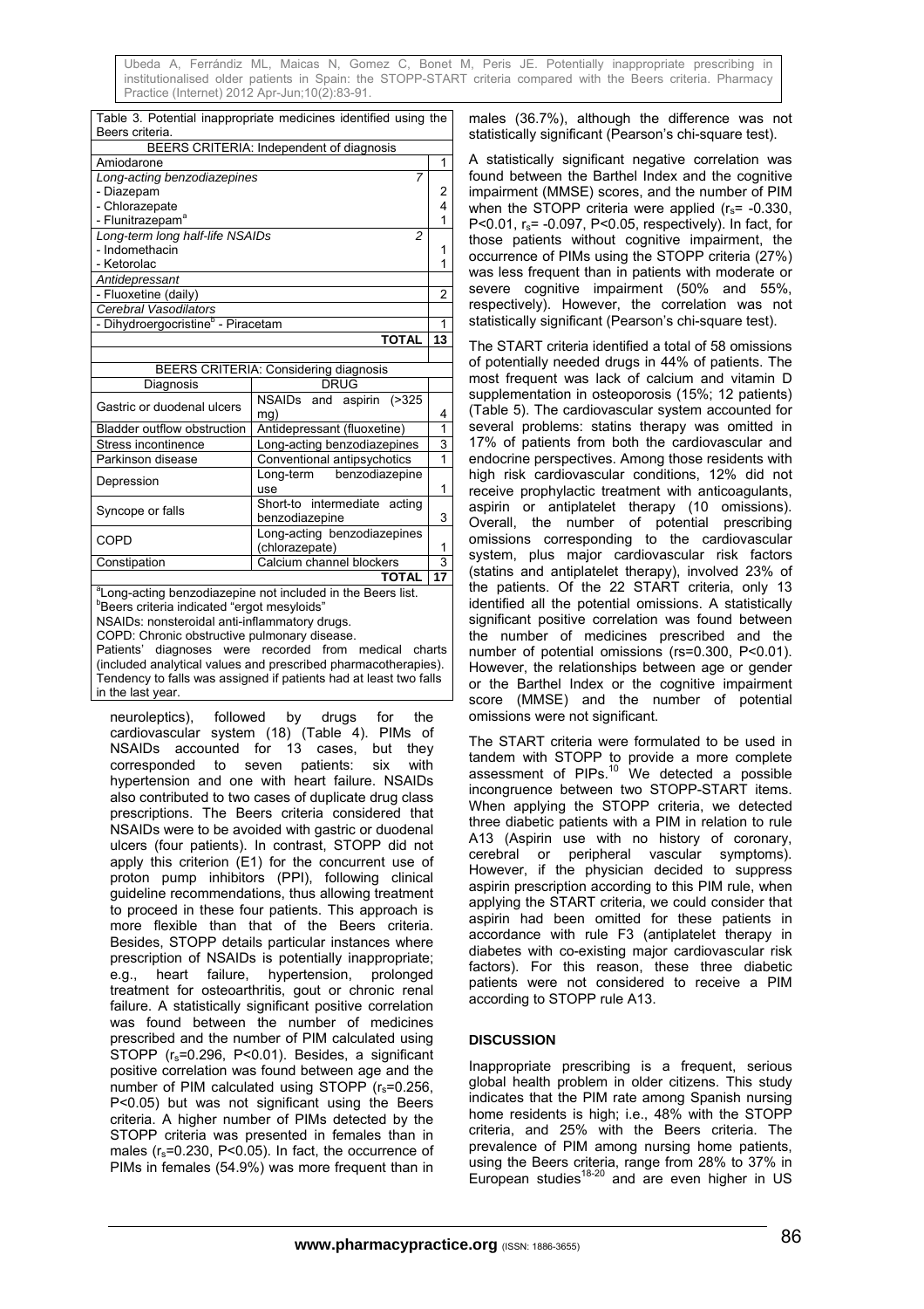Table 3. Potential inappropriate medicines identified using the Beers criteria.

| BEERS CRITERIA: Independent of diagnosis | |
|---|---|
| Amiodarone | 1 |
| *Long-acting benzodiazepines* | *7* |
| - Diazepam | 2 |
| - Chlorazepate | 4 |
| - Flunitrazepam[a] | 1 |
| *Long-term long half-life NSAIDs* | *2* |
| - Indomethacin | 1 |
| - Ketorolac | 1 |
| *Antidepressant* | |
| - Fluoxetine (daily) | 2 |
| *Cerebral Vasodilators* | |
| - Dihydroergocristine[b] - Piracetam | 1 |
| **TOTAL** | **13** |

| BEERS CRITERIA: Considering diagnosis | | |
|---|---|---|
| Diagnosis | DRUG | |
| Gastric or duodenal ulcers | NSAIDs and aspirin (>325 mg) | 4 |
| Bladder outflow obstruction | Antidepressant (fluoxetine) | 1 |
| Stress incontinence | Long-acting benzodiazepines | 3 |
| Parkinson disease | Conventional antipsychotics | 1 |
| Depression | Long-term benzodiazepine use | 1 |
| Syncope or falls | Short-to intermediate acting benzodiazepine | 3 |
| COPD | Long-acting benzodiazepines (chlorazepate) | 1 |
| Constipation | Calcium channel blockers | 3 |
| | **TOTAL** | **17** |

[a]Long-acting benzodiazepine not included in the Beers list.
[b]Beers criteria indicated "ergot mesyloids"
NSAIDs: nonsteroidal anti-inflammatory drugs.
COPD: Chronic obstructive pulmonary disease.
Patients' diagnoses were recorded from medical charts (included analytical values and prescribed pharmacotherapies). Tendency to falls was assigned if patients had at least two falls in the last year.

neuroleptics), followed by drugs for the cardiovascular system (18) (Table 4). PIMs of NSAIDs accounted for 13 cases, but they corresponded to seven patients: six with hypertension and one with heart failure. NSAIDs also contributed to two cases of duplicate drug class prescriptions. The Beers criteria considered that NSAIDs were to be avoided with gastric or duodenal ulcers (four patients). In contrast, STOPP did not apply this criterion (E1) for the concurrent use of proton pump inhibitors (PPI), following clinical guideline recommendations, thus allowing treatment to proceed in these four patients. This approach is more flexible than that of the Beers criteria. Besides, STOPP details particular instances where prescription of NSAIDs is potentially inappropriate; e.g., heart failure, hypertension, prolonged treatment for osteoarthritis, gout or chronic renal failure. A statistically significant positive correlation was found between the number of medicines prescribed and the number of PIM calculated using STOPP ($r_s$=0.296, P<0.01). Besides, a significant positive correlation was found between age and the number of PIM calculated using STOPP ($r_s$=0.256, P<0.05) but was not significant using the Beers criteria. A higher number of PIMs detected by the STOPP criteria was presented in females than in males ($r_s$=0.230, P<0.05). In fact, the occurrence of PIMs in females (54.9%) was more frequent than in males (36.7%), although the difference was not statistically significant (Pearson's chi-square test).

A statistically significant negative correlation was found between the Barthel Index and the cognitive impairment (MMSE) scores, and the number of PIM when the STOPP criteria were applied ($r_s$= -0.330, P<0.01, $r_s$= -0.097, P<0.05, respectively). In fact, for those patients without cognitive impairment, the occurrence of PIMs using the STOPP criteria (27%) was less frequent than in patients with moderate or severe cognitive impairment (50% and 55%, respectively). However, the correlation was not statistically significant (Pearson's chi-square test).

The START criteria identified a total of 58 omissions of potentially needed drugs in 44% of patients. The most frequent was lack of calcium and vitamin D supplementation in osteoporosis (15%; 12 patients) (Table 5). The cardiovascular system accounted for several problems: statins therapy was omitted in 17% of patients from both the cardiovascular and endocrine perspectives. Among those residents with high risk cardiovascular conditions, 12% did not receive prophylactic treatment with anticoagulants, aspirin or antiplatelet therapy (10 omissions). Overall, the number of potential prescribing omissions corresponding to the cardiovascular system, plus major cardiovascular risk factors (statins and antiplatelet therapy), involved 23% of the patients. Of the 22 START criteria, only 13 identified all the potential omissions. A statistically significant positive correlation was found between the number of medicines prescribed and the number of potential omissions (rs=0.300, P<0.01). However, the relationships between age or gender or the Barthel Index or the cognitive impairment score (MMSE) and the number of potential omissions were not significant.

The START criteria were formulated to be used in tandem with STOPP to provide a more complete assessment of PIMs.[10] We detected a possible incongruence between two STOPP-START items. When applying the STOPP criteria, we detected three diabetic patients with a PIM in relation to rule A13 (Aspirin use with no history of coronary, cerebral or peripheral vascular symptoms). However, if the physician decided to suppress aspirin prescription according to this PIM rule, when applying the START criteria, we could consider that aspirin had been omitted for these patients in accordance with rule F3 (antiplatelet therapy in diabetes with co-existing major cardiovascular risk factors). For this reason, these three diabetic patients were not considered to receive a PIM according to STOPP rule A13.

## DISCUSSION

Inappropriate prescribing is a frequent, serious global health problem in older citizens. This study indicates that the PIM rate among Spanish nursing home residents is high; i.e., 48% with the STOPP criteria, and 25% with the Beers criteria. The prevalence of PIM among nursing home patients, using the Beers criteria, range from 28% to 37% in European studies[18-20] and are even higher in US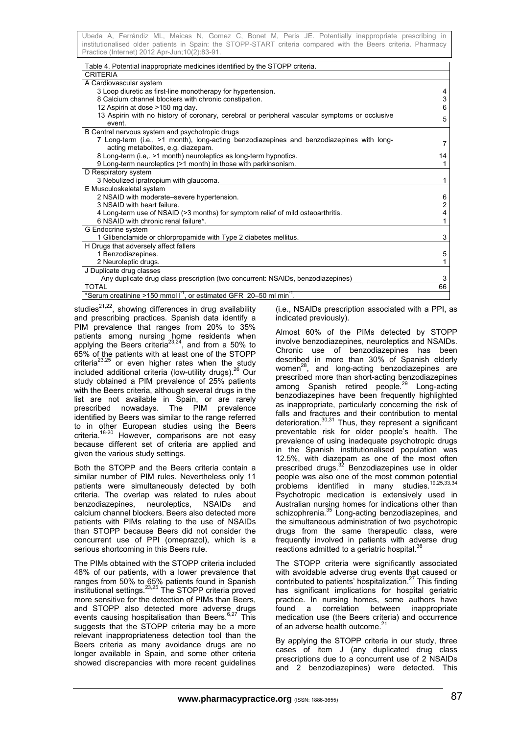Table 4. Potential inappropriate medicines identified by the STOPP criteria.

| CRITERIA | |
|---|---|
| A Cardiovascular system | |
| 3 Loop diuretic as first-line monotherapy for hypertension. | 4 |
| 8 Calcium channel blockers with chronic constipation. | 3 |
| 12 Aspirin at dose >150 mg day. | 6 |
| 13 Aspirin with no history of coronary, cerebral or peripheral vascular symptoms or occlusive event. | 5 |
| B Central nervous system and psychotropic drugs | |
| 7 Long-term (i.e., >1 month), long-acting benzodiazepines and benzodiazepines with long-acting metabolites, e.g. diazepam. | 7 |
| 8 Long-term (i.e,. >1 month) neuroleptics as long-term hypnotics. | 14 |
| 9 Long-term neuroleptics (>1 month) in those with parkinsonism. | 1 |
| D Respiratory system | |
| 3 Nebulized ipratropium with glaucoma. | 1 |
| E Musculoskeletal system | |
| 2 NSAID with moderate–severe hypertension. | 6 |
| 3 NSAID with heart failure. | 2 |
| 4 Long-term use of NSAID (>3 months) for symptom relief of mild osteoarthritis. | 4 |
| 6 NSAID with chronic renal failure*. | 1 |
| G Endocrine system | |
| 1 Glibenclamide or chlorpropamide with Type 2 diabetes mellitus. | 3 |
| H Drugs that adversely affect fallers | |
| 1 Benzodiazepines. | 5 |
| 2 Neuroleptic drugs. | 1 |
| J Duplicate drug classes | |
| Any duplicate drug class prescription (two concurrent: NSAIDs, benzodiazepines) | 3 |
| TOTAL | 66 |

*Serum creatinine >150 mmol $l^{-1}$, or estimated GFR 20–50 ml $min^{-1}$.

studies[21,22], showing differences in drug availability and prescribing practices. Spanish data identify a PIM prevalence that ranges from 20% to 35% patients among nursing home residents when applying the Beers criteria[23,24], and from a 50% to 65% of the patients with at least one of the STOPP criteria[23,25] or even higher rates when the study included additional criteria (low-utility drugs).[26] Our study obtained a PIM prevalence of 25% patients with the Beers criteria, although several drugs in the list are not available in Spain, or are rarely prescribed nowadays. The PIM prevalence identified by Beers was similar to the range referred to in other European studies using the Beers criteria.[18-20] However, comparisons are not easy because different set of criteria are applied and given the various study settings.

Both the STOPP and the Beers criteria contain a similar number of PIM rules. Nevertheless only 11 patients were simultaneously detected by both criteria. The overlap was related to rules about benzodiazepines, neuroleptics, NSAIDs and calcium channel blockers. Beers also detected more patients with PIMs relating to the use of NSAIDs than STOPP because Beers did not consider the concurrent use of PPI (omeprazol), which is a serious shortcoming in this Beers rule.

The PIMs obtained with the STOPP criteria included 48% of our patients, with a lower prevalence that ranges from 50% to 65% patients found in Spanish institutional settings.[23,25] The STOPP criteria proved more sensitive for the detection of PIMs than Beers, and STOPP also detected more adverse drugs events causing hospitalisation than Beers.[6,27] This suggests that the STOPP criteria may be a more relevant inappropriateness detection tool than the Beers criteria as many avoidance drugs are no longer available in Spain, and some other criteria showed discrepancies with more recent guidelines (i.e., NSAIDs prescription associated with a PPI, as indicated previously).

Almost 60% of the PIMs detected by STOPP involve benzodiazepines, neuroleptics and NSAIDs. Chronic use of benzodiazepines has been described in more than 30% of Spanish elderly women[28], and long-acting benzodiazepines are prescribed more than short-acting benzodiazepines among Spanish retired people.[29] Long-acting benzodiazepines have been frequently highlighted as inappropriate, particularly concerning the risk of falls and fractures and their contribution to mental deterioration.[30,31] Thus, they represent a significant preventable risk for older people's health. The prevalence of using inadequate psychotropic drugs in the Spanish institutionalised population was 12.5%, with diazepam as one of the most often prescribed drugs.[32] Benzodiazepines use in older people was also one of the most common potential problems identified in many studies.[19,25,33,34] Psychotropic medication is extensively used in Australian nursing homes for indications other than schizophrenia.[35] Long-acting benzodiazepines, and the simultaneous administration of two psychotropic drugs from the same therapeutic class, were frequently involved in patients with adverse drug reactions admitted to a geriatric hospital.[36]

The STOPP criteria were significantly associated with avoidable adverse drug events that caused or contributed to patients' hospitalization.[27] This finding has significant implications for hospital geriatric practice. In nursing homes, some authors have found a correlation between inappropriate medication use (the Beers criteria) and occurrence of an adverse health outcome.[21]

By applying the STOPP criteria in our study, three cases of item J (any duplicated drug class prescriptions due to a concurrent use of 2 NSAIDs and 2 benzodiazepines) were detected. This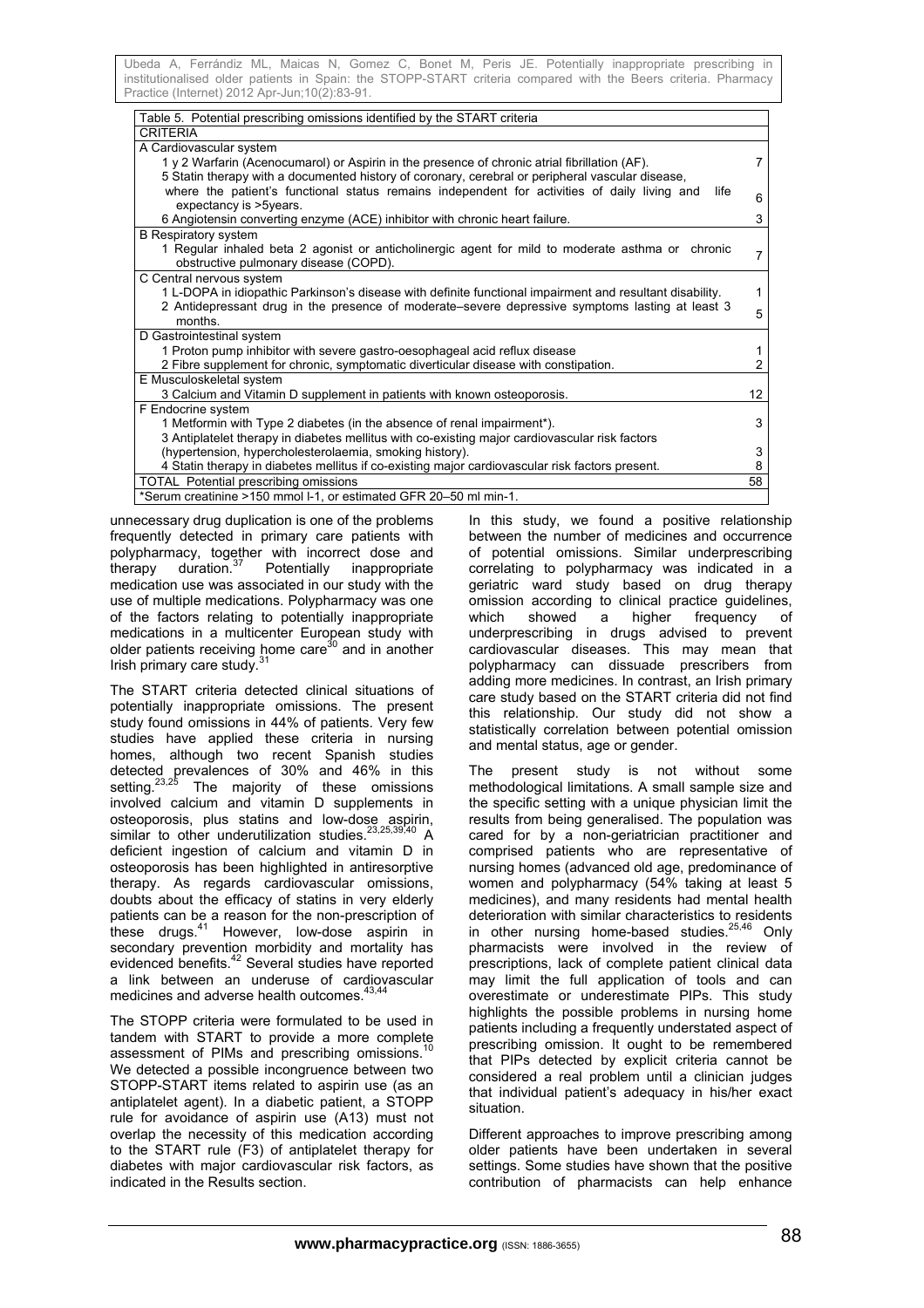Table 5. Potential prescribing omissions identified by the START criteria

| CRITERIA | |
|---|---|
| **A Cardiovascular system** | |
| 1 y 2 Warfarin (Acenocumarol) or Aspirin in the presence of chronic atrial fibrillation (AF). | 7 |
| 5 Statin therapy with a documented history of coronary, cerebral or peripheral vascular disease, where the patient's functional status remains independent for activities of daily living and life expectancy is >5years. | 6 |
| 6 Angiotensin converting enzyme (ACE) inhibitor with chronic heart failure. | 3 |
| **B Respiratory system** | |
| 1 Regular inhaled beta 2 agonist or anticholinergic agent for mild to moderate asthma or chronic obstructive pulmonary disease (COPD). | 7 |
| **C Central nervous system** | |
| 1 L-DOPA in idiopathic Parkinson's disease with definite functional impairment and resultant disability. | 1 |
| 2 Antidepressant drug in the presence of moderate–severe depressive symptoms lasting at least 3 months. | 5 |
| **D Gastrointestinal system** | |
| 1 Proton pump inhibitor with severe gastro-oesophageal acid reflux disease | 1 |
| 2 Fibre supplement for chronic, symptomatic diverticular disease with constipation. | 2 |
| **E Musculoskeletal system** | |
| 3 Calcium and Vitamin D supplement in patients with known osteoporosis. | 12 |
| **F Endocrine system** | |
| 1 Metformin with Type 2 diabetes (in the absence of renal impairment*). | 3 |
| 3 Antiplatelet therapy in diabetes mellitus with co-existing major cardiovascular risk factors (hypertension, hypercholesterolaemia, smoking history). | 3 |
| 4 Statin therapy in diabetes mellitus if co-existing major cardiovascular risk factors present. | 8 |
| TOTAL Potential prescribing omissions | 58 |

*Serum creatinine >150 mmol l-1, or estimated GFR 20–50 ml min-1.

unnecessary drug duplication is one of the problems frequently detected in primary care patients with polypharmacy, together with incorrect dose and therapy duration.[37] Potentially inappropriate medication use was associated in our study with the use of multiple medications. Polypharmacy was one of the factors relating to potentially inappropriate medications in a multicenter European study with older patients receiving home care[30] and in another Irish primary care study.[31]

The START criteria detected clinical situations of potentially inappropriate omissions. The present study found omissions in 44% of patients. Very few studies have applied these criteria in nursing homes, although two recent Spanish studies detected prevalences of 30% and 46% in this setting.[23,25] The majority of these omissions involved calcium and vitamin D supplements in osteoporosis, plus statins and low-dose aspirin, similar to other underutilization studies.[23,25,39,40] A deficient ingestion of calcium and vitamin D in osteoporosis has been highlighted in antiresorptive therapy. As regards cardiovascular omissions, doubts about the efficacy of statins in very elderly patients can be a reason for the non-prescription of these drugs.[41] However, low-dose aspirin in secondary prevention morbidity and mortality has evidenced benefits.[42] Several studies have reported a link between an underuse of cardiovascular medicines and adverse health outcomes.[43,44]

The STOPP criteria were formulated to be used in tandem with START to provide a more complete assessment of PIMs and prescribing omissions.[10] We detected a possible incongruence between two STOPP-START items related to aspirin use (as an antiplatelet agent). In a diabetic patient, a STOPP rule for avoidance of aspirin use (A13) must not overlap the necessity of this medication according to the START rule (F3) of antiplatelet therapy for diabetes with major cardiovascular risk factors, as indicated in the Results section.

In this study, we found a positive relationship between the number of medicines and occurrence of potential omissions. Similar underprescribing correlating to polypharmacy was indicated in a geriatric ward study based on drug therapy omission according to clinical practice guidelines, which showed a higher frequency of underprescribing in drugs advised to prevent cardiovascular diseases. This may mean that polypharmacy can dissuade prescribers from adding more medicines. In contrast, an Irish primary care study based on the START criteria did not find this relationship. Our study did not show a statistically correlation between potential omission and mental status, age or gender.

The present study is not without some methodological limitations. A small sample size and the specific setting with a unique physician limit the results from being generalised. The population was cared for by a non-geriatrician practitioner and comprised patients who are representative of nursing homes (advanced old age, predominance of women and polypharmacy (54% taking at least 5 medicines), and many residents had mental health deterioration with similar characteristics to residents in other nursing home-based studies.[25,46] Only pharmacists were involved in the review of prescriptions, lack of complete patient clinical data may limit the full application of tools and can overestimate or underestimate PIPs. This study highlights the possible problems in nursing home patients including a frequently understated aspect of prescribing omission. It ought to be remembered that PIPs detected by explicit criteria cannot be considered a real problem until a clinician judges that individual patient's adequacy in his/her exact situation.

Different approaches to improve prescribing among older patients have been undertaken in several settings. Some studies have shown that the positive contribution of pharmacists can help enhance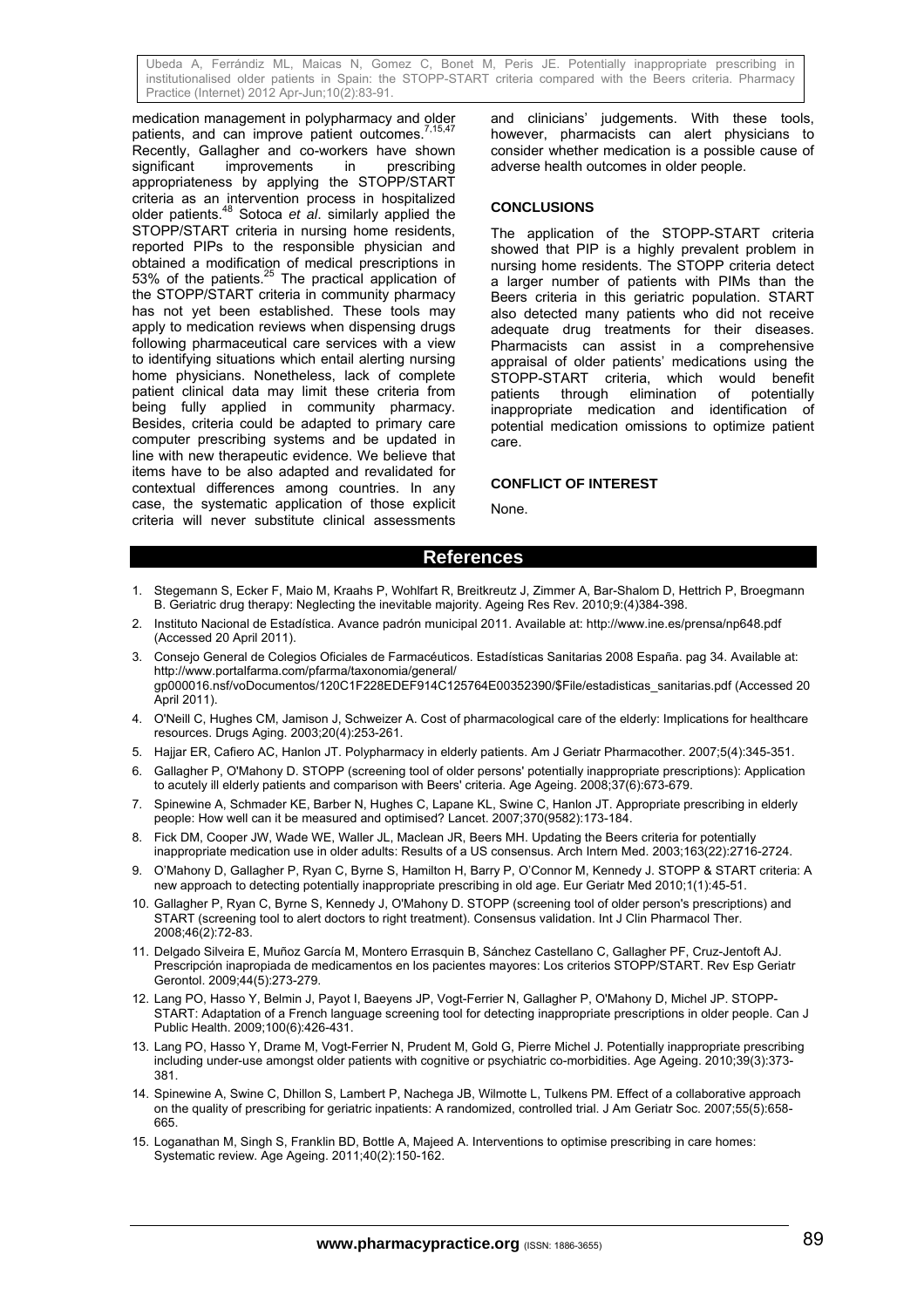medication management in polypharmacy and older patients, and can improve patient outcomes.[7,15,47] Recently, Gallagher and co-workers have shown significant improvements in prescribing appropriateness by applying the STOPP/START criteria as an intervention process in hospitalized older patients.[48] Sotoca *et al*. similarly applied the STOPP/START criteria in nursing home residents, reported PIPs to the responsible physician and obtained a modification of medical prescriptions in 53% of the patients.[25] The practical application of the STOPP/START criteria in community pharmacy has not yet been established. These tools may apply to medication reviews when dispensing drugs following pharmaceutical care services with a view to identifying situations which entail alerting nursing home physicians. Nonetheless, lack of complete patient clinical data may limit these criteria from being fully applied in community pharmacy. Besides, criteria could be adapted to primary care computer prescribing systems and be updated in line with new therapeutic evidence. We believe that items have to be also adapted and revalidated for contextual differences among countries. In any case, the systematic application of those explicit criteria will never substitute clinical assessments and clinicians' judgements. With these tools, however, pharmacists can alert physicians to consider whether medication is a possible cause of adverse health outcomes in older people.

## CONCLUSIONS

The application of the STOPP-START criteria showed that PIP is a highly prevalent problem in nursing home residents. The STOPP criteria detect a larger number of patients with PIMs than the Beers criteria in this geriatric population. START also detected many patients who did not receive adequate drug treatments for their diseases. Pharmacists can assist in a comprehensive appraisal of older patients' medications using the STOPP-START criteria, which would benefit patients through elimination of potentially inappropriate medication and identification of potential medication omissions to optimize patient care.

## CONFLICT OF INTEREST

None.

## References

1. Stegemann S, Ecker F, Maio M, Kraahs P, Wohlfart R, Breitkreutz J, Zimmer A, Bar-Shalom D, Hettrich P, Broegmann B. Geriatric drug therapy: Neglecting the inevitable majority. Ageing Res Rev. 2010;9:(4)384-398.
2. Instituto Nacional de Estadística. Avance padrón municipal 2011. Available at: http://www.ine.es/prensa/np648.pdf (Accessed 20 April 2011).
3. Consejo General de Colegios Oficiales de Farmacéuticos. Estadísticas Sanitarias 2008 España. pag 34. Available at: http://www.portalfarma.com/pfarma/taxonomia/general/gp000016.nsf/voDocumentos/120C1F228EDEF914C125764E00352390/$File/estadisticas_sanitarias.pdf (Accessed 20 April 2011).
4. O'Neill C, Hughes CM, Jamison J, Schweizer A. Cost of pharmacological care of the elderly: Implications for healthcare resources. Drugs Aging. 2003;20(4):253-261.
5. Hajjar ER, Cafiero AC, Hanlon JT. Polypharmacy in elderly patients. Am J Geriatr Pharmacother. 2007;5(4):345-351.
6. Gallagher P, O'Mahony D. STOPP (screening tool of older persons' potentially inappropriate prescriptions): Application to acutely ill elderly patients and comparison with Beers' criteria. Age Ageing. 2008;37(6):673-679.
7. Spinewine A, Schmader KE, Barber N, Hughes C, Lapane KL, Swine C, Hanlon JT. Appropriate prescribing in elderly people: How well can it be measured and optimised? Lancet. 2007;370(9582):173-184.
8. Fick DM, Cooper JW, Wade WE, Waller JL, Maclean JR, Beers MH. Updating the Beers criteria for potentially inappropriate medication use in older adults: Results of a US consensus. Arch Intern Med. 2003;163(22):2716-2724.
9. O'Mahony D, Gallagher P, Ryan C, Byrne S, Hamilton H, Barry P, O'Connor M, Kennedy J. STOPP & START criteria: A new approach to detecting potentially inappropriate prescribing in old age. Eur Geriatr Med 2010;1(1):45-51.
10. Gallagher P, Ryan C, Byrne S, Kennedy J, O'Mahony D. STOPP (screening tool of older person's prescriptions) and START (screening tool to alert doctors to right treatment). Consensus validation. Int J Clin Pharmacol Ther. 2008;46(2):72-83.
11. Delgado Silveira E, Muñoz García M, Montero Errasquin B, Sánchez Castellano C, Gallagher PF, Cruz-Jentoft AJ. Prescripción inapropiada de medicamentos en los pacientes mayores: Los criterios STOPP/START. Rev Esp Geriatr Gerontol. 2009;44(5):273-279.
12. Lang PO, Hasso Y, Belmin J, Payot I, Baeyens JP, Vogt-Ferrier N, Gallagher P, O'Mahony D, Michel JP. STOPP-START: Adaptation of a French language screening tool for detecting inappropriate prescriptions in older people. Can J Public Health. 2009;100(6):426-431.
13. Lang PO, Hasso Y, Drame M, Vogt-Ferrier N, Prudent M, Gold G, Pierre Michel J. Potentially inappropriate prescribing including under-use amongst older patients with cognitive or psychiatric co-morbidities. Age Ageing. 2010;39(3):373-381.
14. Spinewine A, Swine C, Dhillon S, Lambert P, Nachega JB, Wilmotte L, Tulkens PM. Effect of a collaborative approach on the quality of prescribing for geriatric inpatients: A randomized, controlled trial. J Am Geriatr Soc. 2007;55(5):658-665.
15. Loganathan M, Singh S, Franklin BD, Bottle A, Majeed A. Interventions to optimise prescribing in care homes: Systematic review. Age Ageing. 2011;40(2):150-162.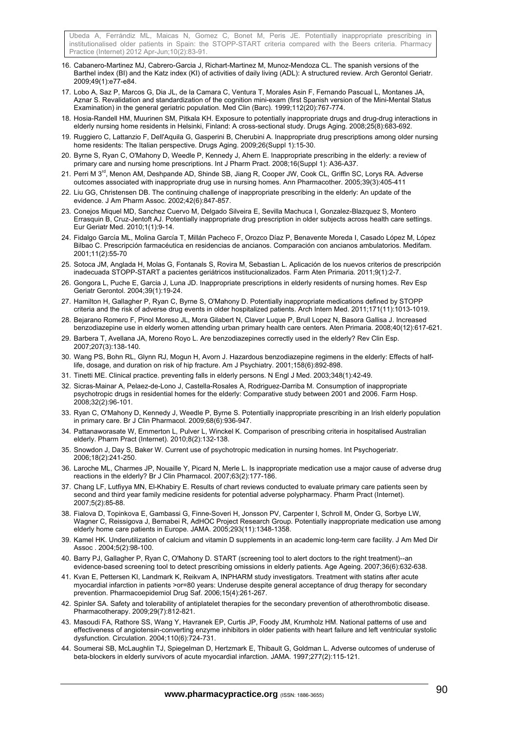16. Cabanero-Martinez MJ, Cabrero-Garcia J, Richart-Martinez M, Munoz-Mendoza CL. The spanish versions of the Barthel index (BI) and the Katz index (KI) of activities of daily living (ADL): A structured review. Arch Gerontol Geriatr. 2009;49(1):e77-e84.
17. Lobo A, Saz P, Marcos G, Dia JL, de la Camara C, Ventura T, Morales Asin F, Fernando Pascual L, Montanes JA, Aznar S. Revalidation and standardization of the cognition mini-exam (first Spanish version of the Mini-Mental Status Examination) in the general geriatric population. Med Clin (Barc). 1999;112(20):767-774.
18. Hosia-Randell HM, Muurinen SM, Pitkala KH. Exposure to potentially inappropriate drugs and drug-drug interactions in elderly nursing home residents in Helsinki, Finland: A cross-sectional study. Drugs Aging. 2008;25(8):683-692.
19. Ruggiero C, Lattanzio F, Dell'Aquila G, Gasperini B, Cherubini A. Inappropriate drug prescriptions among older nursing home residents: The Italian perspective. Drugs Aging. 2009;26(Suppl 1):15-30.
20. Byrne S, Ryan C, O'Mahony D, Weedle P, Kennedy J, Ahern E. Inappropriate prescribing in the elderly: a review of primary care and nursing home prescriptions. Int J Pharm Pract. 2008;16(Suppl 1): A36-A37.
21. Perri M 3rd, Menon AM, Deshpande AD, Shinde SB, Jiang R, Cooper JW, Cook CL, Griffin SC, Lorys RA. Adverse outcomes associated with inappropriate drug use in nursing homes. Ann Pharmacother. 2005;39(3):405-411
22. Liu GG, Christensen DB. The continuing challenge of inappropriate prescribing in the elderly: An update of the evidence. J Am Pharm Assoc. 2002;42(6):847-857.
23. Conejos Miquel MD, Sanchez Cuervo M, Delgado Silveira E, Sevilla Machuca I, Gonzalez-Blazquez S, Montero Errasquin B, Cruz-Jentoft AJ. Potentially inappropriate drug prescription in older subjects across health care settings. Eur Geriatr Med. 2010;1(1):9-14.
24. Fidalgo García ML, Molina García T, Millán Pacheco F, Orozco Díaz P, Benavente Moreda I, Casado López M, López Bilbao C. Prescripción farmacéutica en residencias de ancianos. Comparación con ancianos ambulatorios. Medifam. 2001;11(2):55-70
25. Sotoca JM, Anglada H, Molas G, Fontanals S, Rovira M, Sebastian L. Aplicación de los nuevos criterios de prescripción inadecuada STOPP-START a pacientes geriátricos institucionalizados. Farm Aten Primaria. 2011;9(1):2-7.
26. Gongora L, Puche E, Garcia J, Luna JD. Inappropriate prescriptions in elderly residents of nursing homes. Rev Esp Geriatr Gerontol. 2004;39(1):19-24.
27. Hamilton H, Gallagher P, Ryan C, Byrne S, O'Mahony D. Potentially inappropriate medications defined by STOPP criteria and the risk of adverse drug events in older hospitalized patients. Arch Intern Med. 2011;171(11):1013-1019.
28. Bejarano Romero F, Pinol Moreso JL, Mora Gilabert N, Claver Luque P, Brull Lopez N, Basora Gallisa J. Increased benzodiazepine use in elderly women attending urban primary health care centers. Aten Primaria. 2008;40(12):617-621.
29. Barbera T, Avellana JA, Moreno Royo L. Are benzodiazepines correctly used in the elderly? Rev Clin Esp. 2007;207(3):138-140.
30. Wang PS, Bohn RL, Glynn RJ, Mogun H, Avorn J. Hazardous benzodiazepine regimens in the elderly: Effects of half-life, dosage, and duration on risk of hip fracture. Am J Psychiatry. 2001;158(6):892-898.
31. Tinetti ME. Clinical practice. preventing falls in elderly persons. N Engl J Med. 2003;348(1):42-49.
32. Sicras-Mainar A, Pelaez-de-Lono J, Castella-Rosales A, Rodriguez-Darriba M. Consumption of inappropriate psychotropic drugs in residential homes for the elderly: Comparative study between 2001 and 2006. Farm Hosp. 2008;32(2):96-101.
33. Ryan C, O'Mahony D, Kennedy J, Weedle P, Byrne S. Potentially inappropriate prescribing in an Irish elderly population in primary care. Br J Clin Pharmacol. 2009;68(6):936-947.
34. Pattanaworasate W, Emmerton L, Pulver L, Winckel K. Comparison of prescribing criteria in hospitalised Australian elderly. Pharm Pract (Internet). 2010;8(2):132-138.
35. Snowdon J, Day S, Baker W. Current use of psychotropic medication in nursing homes. Int Psychogeriatr. 2006;18(2):241-250.
36. Laroche ML, Charmes JP, Nouaille Y, Picard N, Merle L. Is inappropriate medication use a major cause of adverse drug reactions in the elderly? Br J Clin Pharmacol. 2007;63(2):177-186.
37. Chang LF, Lutfiyya MN, El-Khabiry E. Results of chart reviews conducted to evaluate primary care patients seen by second and third year family medicine residents for potential adverse polypharmacy. Pharm Pract (Internet). 2007;5(2):85-88.
38. Fialova D, Topinkova E, Gambassi G, Finne-Soveri H, Jonsson PV, Carpenter I, Schroll M, Onder G, Sorbye LW, Wagner C, Reissigova J, Bernabei R, AdHOC Project Research Group. Potentially inappropriate medication use among elderly home care patients in Europe. JAMA. 2005;293(11):1348-1358.
39. Kamel HK. Underutilization of calcium and vitamin D supplements in an academic long-term care facility. J Am Med Dir Assoc . 2004;5(2):98-100.
40. Barry PJ, Gallagher P, Ryan C, O'Mahony D. START (screening tool to alert doctors to the right treatment)--an evidence-based screening tool to detect prescribing omissions in elderly patients. Age Ageing. 2007;36(6):632-638.
41. Kvan E, Pettersen KI, Landmark K, Reikvam A, INPHARM study investigators. Treatment with statins after acute myocardial infarction in patients >or=80 years: Underuse despite general acceptance of drug therapy for secondary prevention. Pharmacoepidemiol Drug Saf. 2006;15(4):261-267.
42. Spinler SA. Safety and tolerability of antiplatelet therapies for the secondary prevention of atherothrombotic disease. Pharmacotherapy. 2009;29(7):812-821.
43. Masoudi FA, Rathore SS, Wang Y, Havranek EP, Curtis JP, Foody JM, Krumholz HM. National patterns of use and effectiveness of angiotensin-converting enzyme inhibitors in older patients with heart failure and left ventricular systolic dysfunction. Circulation. 2004;110(6):724-731.
44. Soumerai SB, McLaughlin TJ, Spiegelman D, Hertzmark E, Thibault G, Goldman L. Adverse outcomes of underuse of beta-blockers in elderly survivors of acute myocardial infarction. JAMA. 1997;277(2):115-121.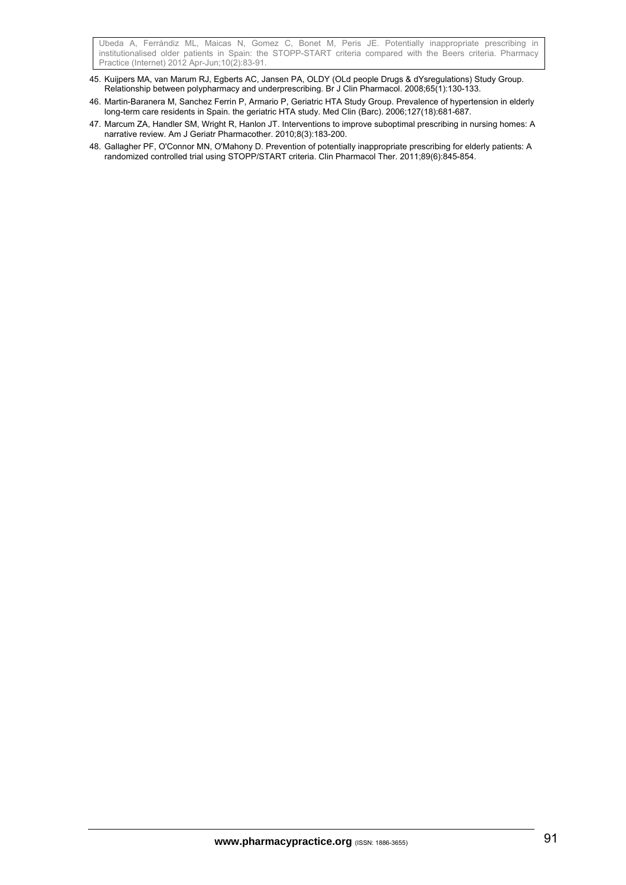45. Kuijpers MA, van Marum RJ, Egberts AC, Jansen PA, OLDY (OLd people Drugs & dYsregulations) Study Group. Relationship between polypharmacy and underprescribing. Br J Clin Pharmacol. 2008;65(1):130-133.
46. Martin-Baranera M, Sanchez Ferrin P, Armario P, Geriatric HTA Study Group. Prevalence of hypertension in elderly long-term care residents in Spain. the geriatric HTA study. Med Clin (Barc). 2006;127(18):681-687.
47. Marcum ZA, Handler SM, Wright R, Hanlon JT. Interventions to improve suboptimal prescribing in nursing homes: A narrative review. Am J Geriatr Pharmacother. 2010;8(3):183-200.
48. Gallagher PF, O'Connor MN, O'Mahony D. Prevention of potentially inappropriate prescribing for elderly patients: A randomized controlled trial using STOPP/START criteria. Clin Pharmacol Ther. 2011;89(6):845-854.